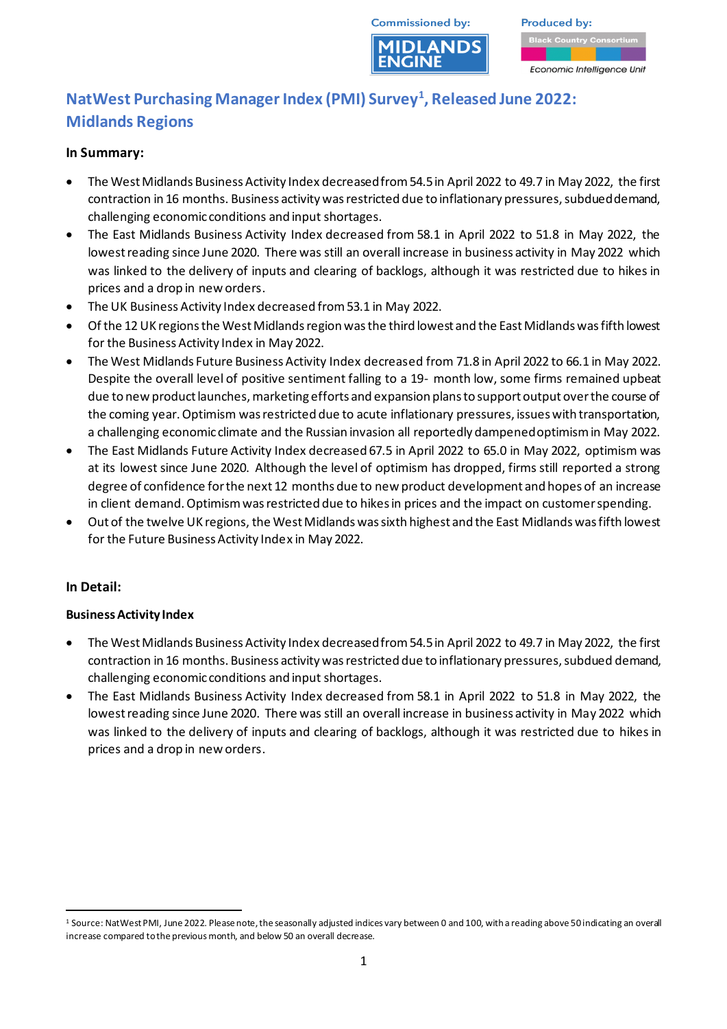Commissioned by: MIDLANDS ENGINE

Produced by: Black Country Consortium Economic Intelligence Unit

# NatWest Purchasing Manager Index (PMI) Survey[1], Released June 2022: Midlands Regions

**In Summary:**

- The West Midlands Business Activity Index decreased from 54.5 in April 2022 to 49.7 in May 2022, the first contraction in 16 months. Business activity was restricted due to inflationary pressures, subdued demand, challenging economic conditions and input shortages.
- The East Midlands Business Activity Index decreased from 58.1 in April 2022 to 51.8 in May 2022, the lowest reading since June 2020. There was still an overall increase in business activity in May 2022 which was linked to the delivery of inputs and clearing of backlogs, although it was restricted due to hikes in prices and a drop in new orders.
- The UK Business Activity Index decreased from 53.1 in May 2022.
- Of the 12 UK regions the West Midlands region was the third lowest and the East Midlands was fifth lowest for the Business Activity Index in May 2022.
- The West Midlands Future Business Activity Index decreased from 71.8 in April 2022 to 66.1 in May 2022. Despite the overall level of positive sentiment falling to a 19- month low, some firms remained upbeat due to new product launches, marketing efforts and expansion plans to support output over the course of the coming year. Optimism was restricted due to acute inflationary pressures, issues with transportation, a challenging economic climate and the Russian invasion all reportedly dampened optimism in May 2022.
- The East Midlands Future Activity Index decreased 67.5 in April 2022 to 65.0 in May 2022, optimism was at its lowest since June 2020. Although the level of optimism has dropped, firms still reported a strong degree of confidence for the next 12 months due to new product development and hopes of an increase in client demand. Optimism was restricted due to hikes in prices and the impact on customer spending.
- Out of the twelve UK regions, the West Midlands was sixth highest and the East Midlands was fifth lowest for the Future Business Activity Index in May 2022.

**In Detail:**

**Business Activity Index**

- The West Midlands Business Activity Index decreased from 54.5 in April 2022 to 49.7 in May 2022, the first contraction in 16 months. Business activity was restricted due to inflationary pressures, subdued demand, challenging economic conditions and input shortages.
- The East Midlands Business Activity Index decreased from 58.1 in April 2022 to 51.8 in May 2022, the lowest reading since June 2020. There was still an overall increase in business activity in May 2022 which was linked to the delivery of inputs and clearing of backlogs, although it was restricted due to hikes in prices and a drop in new orders.

[1] Source: NatWest PMI, June 2022. Please note, the seasonally adjusted indices vary between 0 and 100, with a reading above 50 indicating an overall increase compared to the previous month, and below 50 an overall decrease.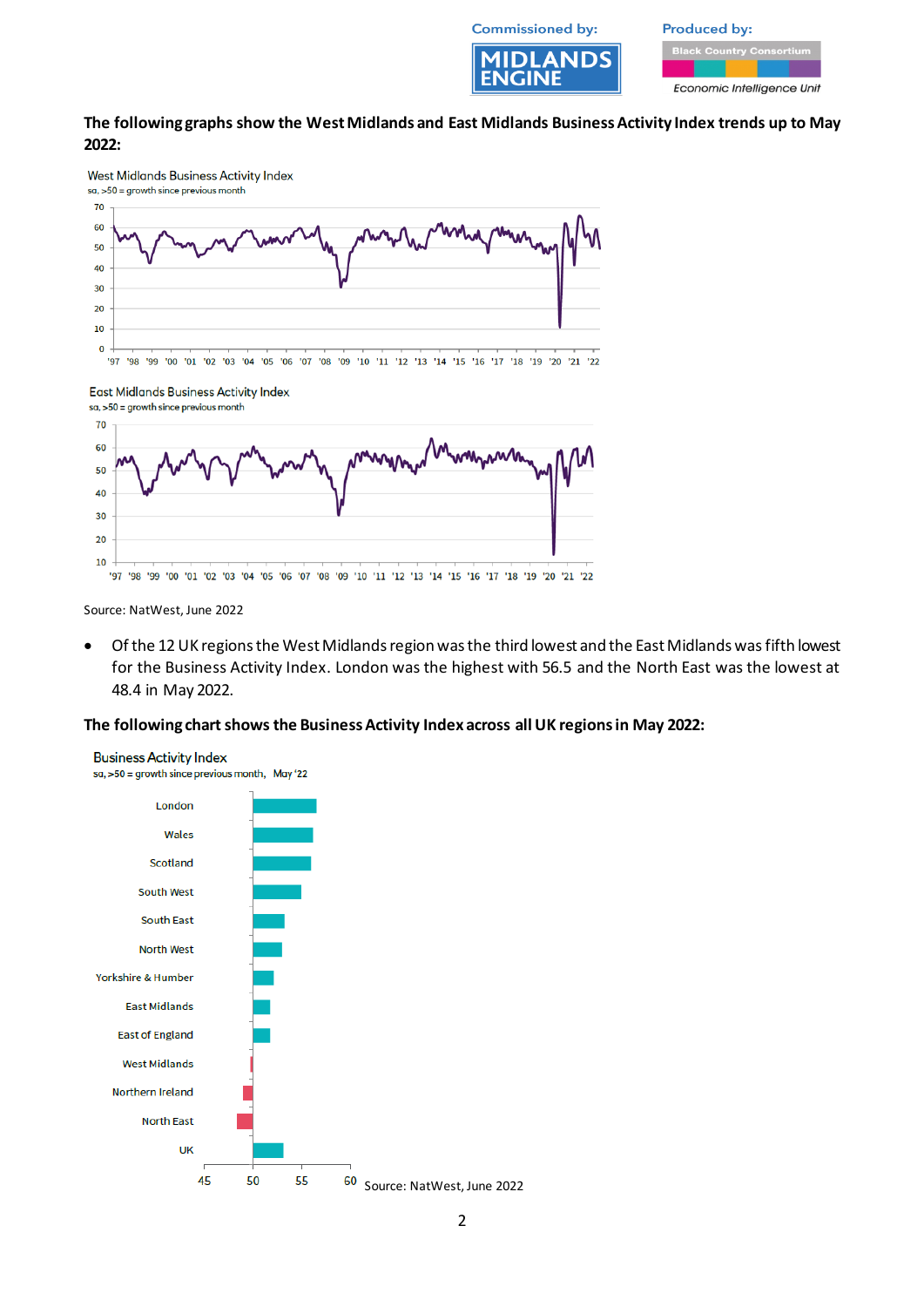**The following graphs show the West Midlands and East Midlands Business Activity Index trends up to May 2022:**

West Midlands Business Activity Index
sa, >50 = growth since previous month

East Midlands Business Activity Index
sa, >50 = growth since previous month

Source: NatWest, June 2022

- Of the 12 UK regions the West Midlands region was the third lowest and the East Midlands was fifth lowest for the Business Activity Index. London was the highest with 56.5 and the North East was the lowest at 48.4 in May 2022.

**The following chart shows the Business Activity Index across all UK regions in May 2022:**

Business Activity Index
sa, >50 = growth since previous month, May '22

Source: NatWest, June 2022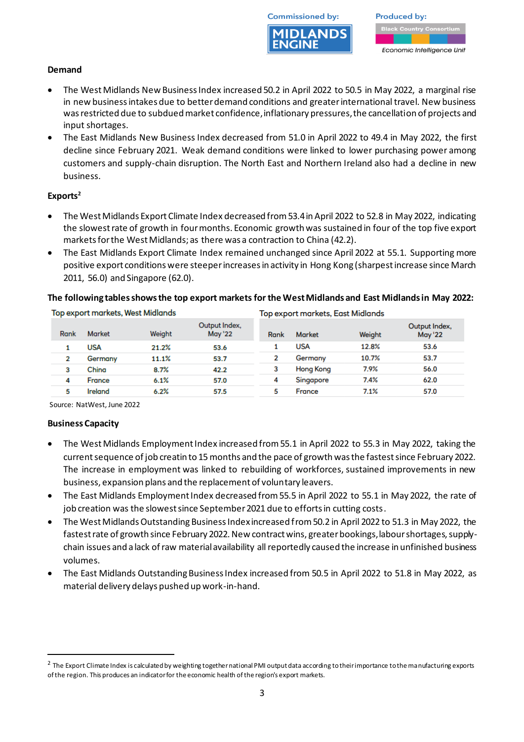**Demand**

- The West Midlands New Business Index increased 50.2 in April 2022 to 50.5 in May 2022, a marginal rise in new business intakes due to better demand conditions and greater international travel. New business was restricted due to subdued market confidence, inflationary pressures, the cancellation of projects and input shortages.
- The East Midlands New Business Index decreased from 51.0 in April 2022 to 49.4 in May 2022, the first decline since February 2021. Weak demand conditions were linked to lower purchasing power among customers and supply-chain disruption. The North East and Northern Ireland also had a decline in new business.

**Exports**[2]

- The West Midlands Export Climate Index decreased from 53.4 in April 2022 to 52.8 in May 2022, indicating the slowest rate of growth in four months. Economic growth was sustained in four of the top five export markets for the West Midlands; as there was a contraction to China (42.2).
- The East Midlands Export Climate Index remained unchanged since April 2022 at 55.1. Supporting more positive export conditions were steeper increases in activity in Hong Kong (sharpest increase since March 2011, 56.0) and Singapore (62.0).

**The following tables shows the top export markets for the West Midlands and East Midlands in May 2022:**

Top export markets, West Midlands

| Rank | Market | Weight | Output Index, May '22 |
|---|---|---|---|
| 1 | USA | 21.2% | 53.6 |
| 2 | Germany | 11.1% | 53.7 |
| 3 | China | 8.7% | 42.2 |
| 4 | France | 6.1% | 57.0 |
| 5 | Ireland | 6.2% | 57.5 |

Top export markets, East Midlands

| Rank | Market | Weight | Output Index, May '22 |
|---|---|---|---|
| 1 | USA | 12.8% | 53.6 |
| 2 | Germany | 10.7% | 53.7 |
| 3 | Hong Kong | 7.9% | 56.0 |
| 4 | Singapore | 7.4% | 62.0 |
| 5 | France | 7.1% | 57.0 |

Source: NatWest, June 2022

**Business Capacity**

- The West Midlands Employment Index increased from 55.1 in April 2022 to 55.3 in May 2022, taking the current sequence of job creatin to 15 months and the pace of growth was the fastest since February 2022. The increase in employment was linked to rebuilding of workforces, sustained improvements in new business, expansion plans and the replacement of voluntary leavers.
- The East Midlands Employment Index decreased from 55.5 in April 2022 to 55.1 in May 2022, the rate of job creation was the slowest since September 2021 due to efforts in cutting costs.
- The West Midlands Outstanding Business Index increased from 50.2 in April 2022 to 51.3 in May 2022, the fastest rate of growth since February 2022. New contract wins, greater bookings, labour shortages, supply-chain issues and a lack of raw material availability all reportedly caused the increase in unfinished business volumes.
- The East Midlands Outstanding Business Index increased from 50.5 in April 2022 to 51.8 in May 2022, as material delivery delays pushed up work-in-hand.

---

[2] The Export Climate Index is calculated by weighting together national PMI output data according to their importance to the manufacturing exports of the region. This produces an indicator for the economic health of the region's export markets.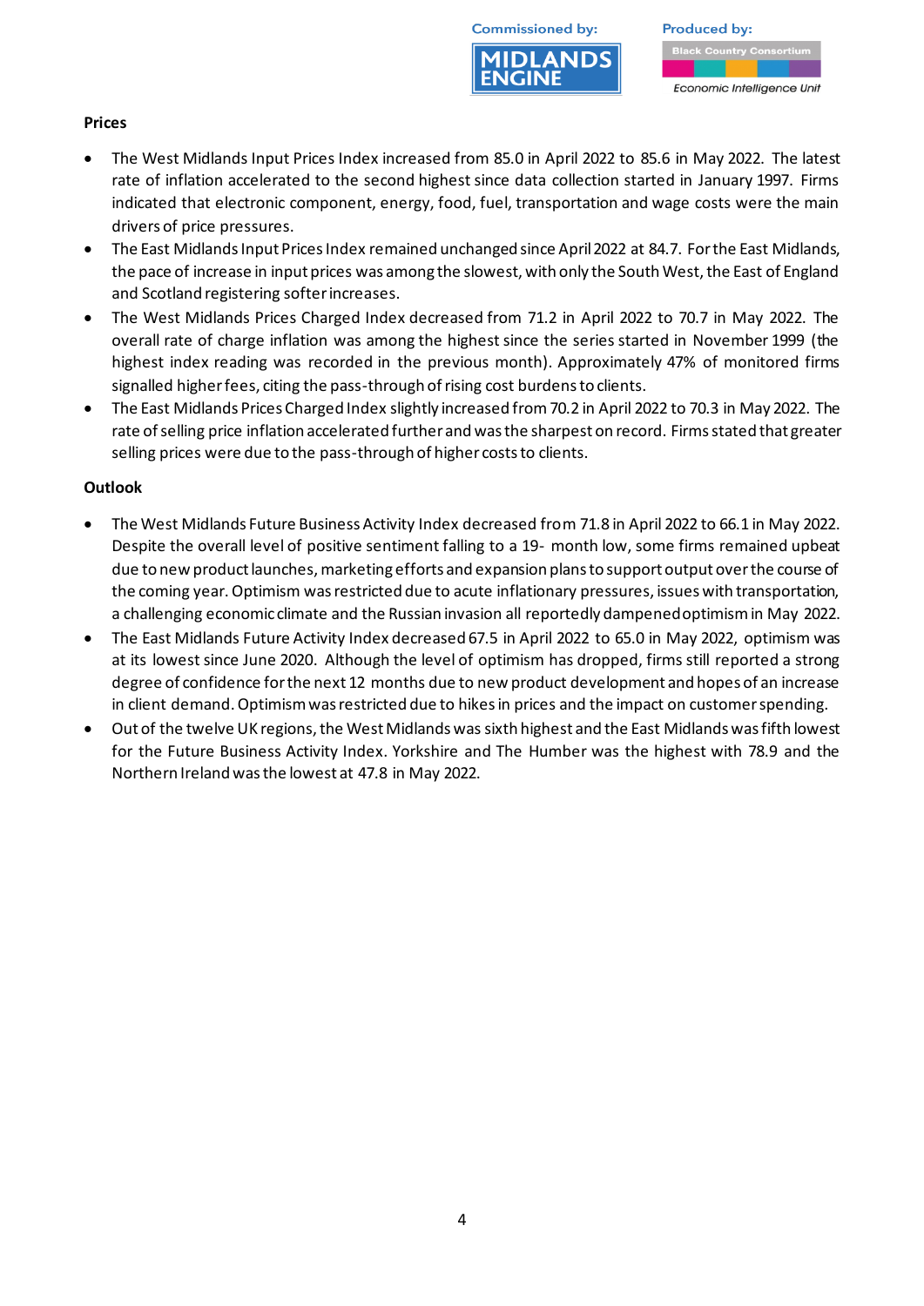**Prices**

- The West Midlands Input Prices Index increased from 85.0 in April 2022 to 85.6 in May 2022. The latest rate of inflation accelerated to the second highest since data collection started in January 1997. Firms indicated that electronic component, energy, food, fuel, transportation and wage costs were the main drivers of price pressures.
- The East Midlands Input Prices Index remained unchanged since April 2022 at 84.7. For the East Midlands, the pace of increase in input prices was among the slowest, with only the South West, the East of England and Scotland registering softer increases.
- The West Midlands Prices Charged Index decreased from 71.2 in April 2022 to 70.7 in May 2022. The overall rate of charge inflation was among the highest since the series started in November 1999 (the highest index reading was recorded in the previous month). Approximately 47% of monitored firms signalled higher fees, citing the pass-through of rising cost burdens to clients.
- The East Midlands Prices Charged Index slightly increased from 70.2 in April 2022 to 70.3 in May 2022. The rate of selling price inflation accelerated further and was the sharpest on record. Firms stated that greater selling prices were due to the pass-through of higher costs to clients.

**Outlook**

- The West Midlands Future Business Activity Index decreased from 71.8 in April 2022 to 66.1 in May 2022. Despite the overall level of positive sentiment falling to a 19- month low, some firms remained upbeat due to new product launches, marketing efforts and expansion plans to support output over the course of the coming year. Optimism was restricted due to acute inflationary pressures, issues with transportation, a challenging economic climate and the Russian invasion all reportedly dampened optimism in May 2022.
- The East Midlands Future Activity Index decreased 67.5 in April 2022 to 65.0 in May 2022, optimism was at its lowest since June 2020. Although the level of optimism has dropped, firms still reported a strong degree of confidence for the next 12 months due to new product development and hopes of an increase in client demand. Optimism was restricted due to hikes in prices and the impact on customer spending.
- Out of the twelve UK regions, the West Midlands was sixth highest and the East Midlands was fifth lowest for the Future Business Activity Index. Yorkshire and The Humber was the highest with 78.9 and the Northern Ireland was the lowest at 47.8 in May 2022.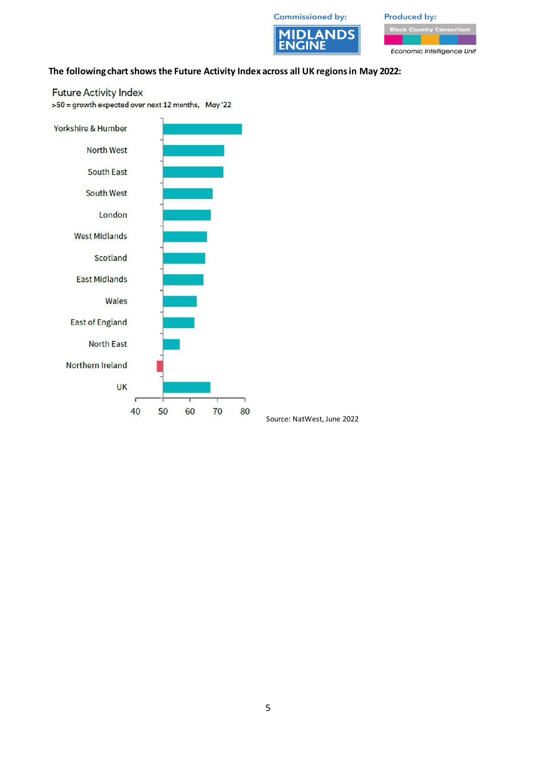Commissioned by: MIDLANDS ENGINE

Produced by: Black Country Consortium Economic Intelligence Unit

**The following chart shows the Future Activity Index across all UK regions in May 2022:**

Future Activity Index

>50 = growth expected over next 12 months, May '22

Yorkshire & Humber

North West

South East

South West

London

West Midlands

Scotland

East Midlands

Wales

East of England

North East

Northern Ireland

UK

40 50 60 70 80

Source: NatWest, June 2022